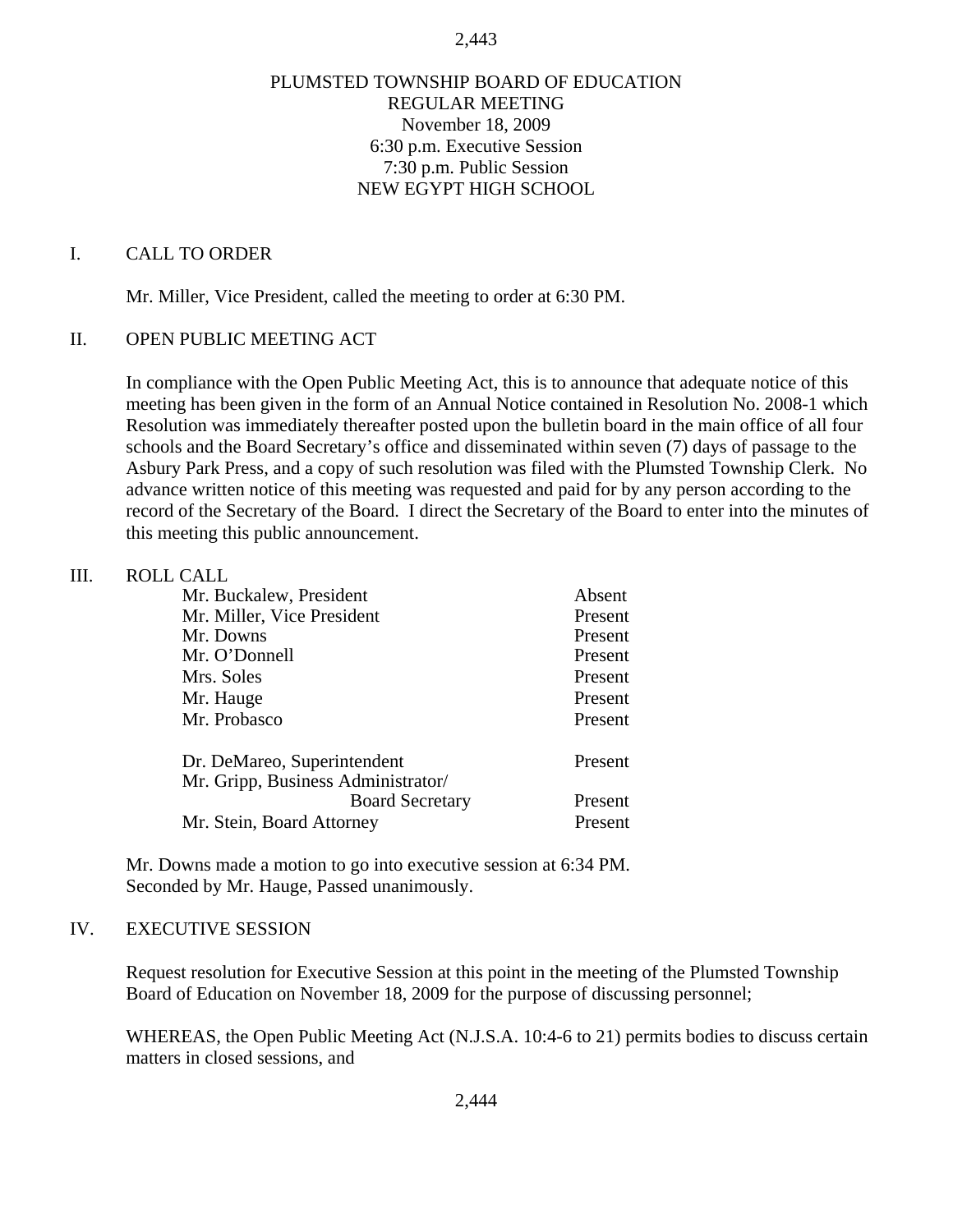# PLUMSTED TOWNSHIP BOARD OF EDUCATION

REGULAR MEETING
November 18, 2009
6:30 p.m. Executive Session
7:30 p.m. Public Session
NEW EGYPT HIGH SCHOOL

## I. CALL TO ORDER

Mr. Miller, Vice President, called the meeting to order at 6:30 PM.

## II. OPEN PUBLIC MEETING ACT

In compliance with the Open Public Meeting Act, this is to announce that adequate notice of this meeting has been given in the form of an Annual Notice contained in Resolution No. 2008-1 which Resolution was immediately thereafter posted upon the bulletin board in the main office of all four schools and the Board Secretary's office and disseminated within seven (7) days of passage to the Asbury Park Press, and a copy of such resolution was filed with the Plumsted Township Clerk. No advance written notice of this meeting was requested and paid for by any person according to the record of the Secretary of the Board. I direct the Secretary of the Board to enter into the minutes of this meeting this public announcement.

## III. ROLL CALL

| | |
|---|---|
| Mr. Buckalew, President | Absent |
| Mr. Miller, Vice President | Present |
| Mr. Downs | Present |
| Mr. O'Donnell | Present |
| Mrs. Soles | Present |
| Mr. Hauge | Present |
| Mr. Probasco | Present |
| | |
| Dr. DeMareo, Superintendent | Present |
| Mr. Gripp, Business Administrator/ Board Secretary | Present |
| Mr. Stein, Board Attorney | Present |

Mr. Downs made a motion to go into executive session at 6:34 PM.
Seconded by Mr. Hauge, Passed unanimously.

## IV. EXECUTIVE SESSION

Request resolution for Executive Session at this point in the meeting of the Plumsted Township Board of Education on November 18, 2009 for the purpose of discussing personnel;

WHEREAS, the Open Public Meeting Act (N.J.S.A. 10:4-6 to 21) permits bodies to discuss certain matters in closed sessions, and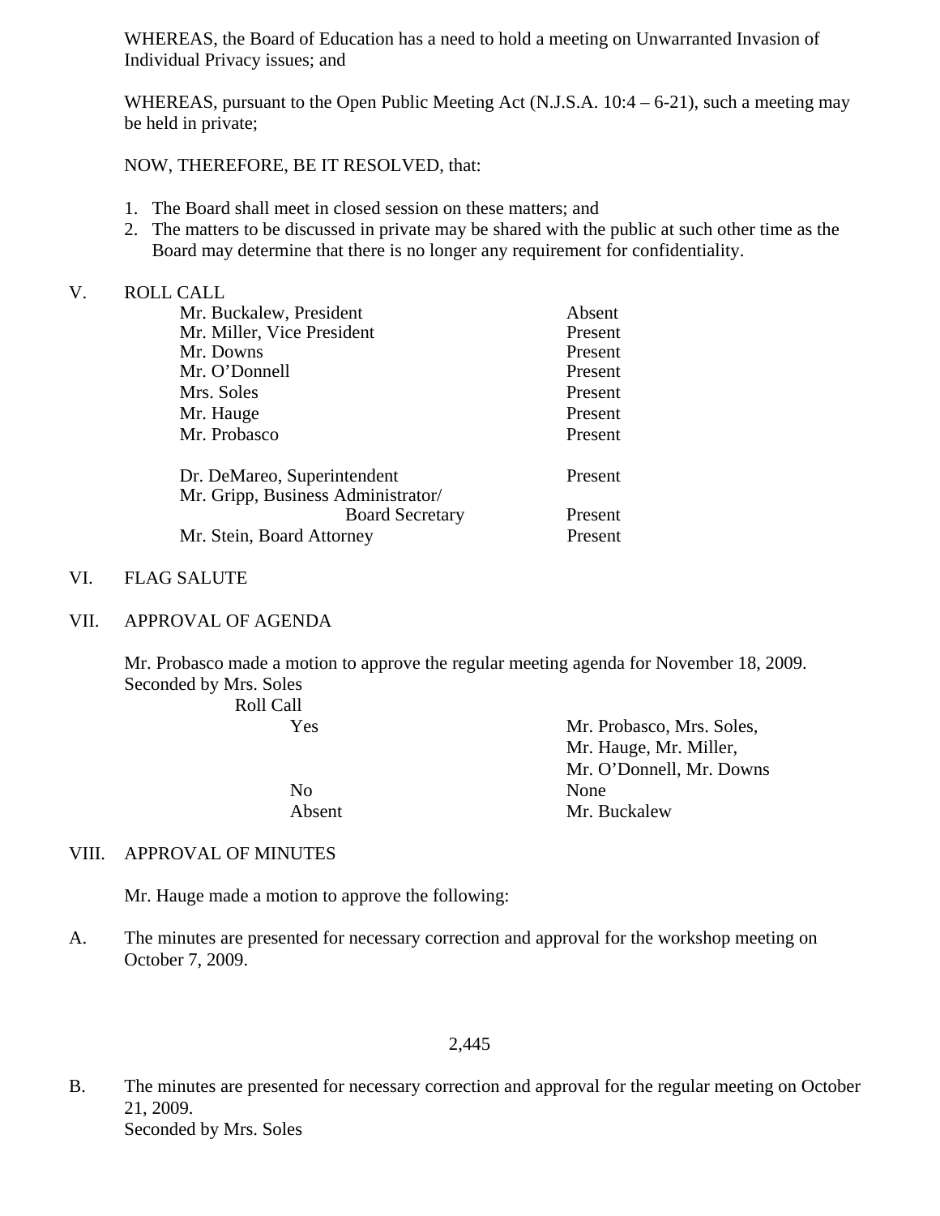WHEREAS, the Board of Education has a need to hold a meeting on Unwarranted Invasion of Individual Privacy issues; and

WHEREAS, pursuant to the Open Public Meeting Act (N.J.S.A. 10:4 – 6-21), such a meeting may be held in private;

NOW, THEREFORE, BE IT RESOLVED, that:

1. The Board shall meet in closed session on these matters; and
2. The matters to be discussed in private may be shared with the public at such other time as the Board may determine that there is no longer any requirement for confidentiality.

## V. ROLL CALL

| | |
|---|---|
| Mr. Buckalew, President | Absent |
| Mr. Miller, Vice President | Present |
| Mr. Downs | Present |
| Mr. O'Donnell | Present |
| Mrs. Soles | Present |
| Mr. Hauge | Present |
| Mr. Probasco | Present |
| | |
| Dr. DeMareo, Superintendent | Present |
| Mr. Gripp, Business Administrator/ Board Secretary | Present |
| Mr. Stein, Board Attorney | Present |

## VI. FLAG SALUTE

## VII. APPROVAL OF AGENDA

Mr. Probasco made a motion to approve the regular meeting agenda for November 18, 2009. Seconded by Mrs. Soles

Roll Call

| | |
|---|---|
| Yes | Mr. Probasco, Mrs. Soles, Mr. Hauge, Mr. Miller, Mr. O'Donnell, Mr. Downs |
| No | None |
| Absent | Mr. Buckalew |

## VIII. APPROVAL OF MINUTES

Mr. Hauge made a motion to approve the following:

A. The minutes are presented for necessary correction and approval for the workshop meeting on October 7, 2009.

2,445

B. The minutes are presented for necessary correction and approval for the regular meeting on October 21, 2009.
Seconded by Mrs. Soles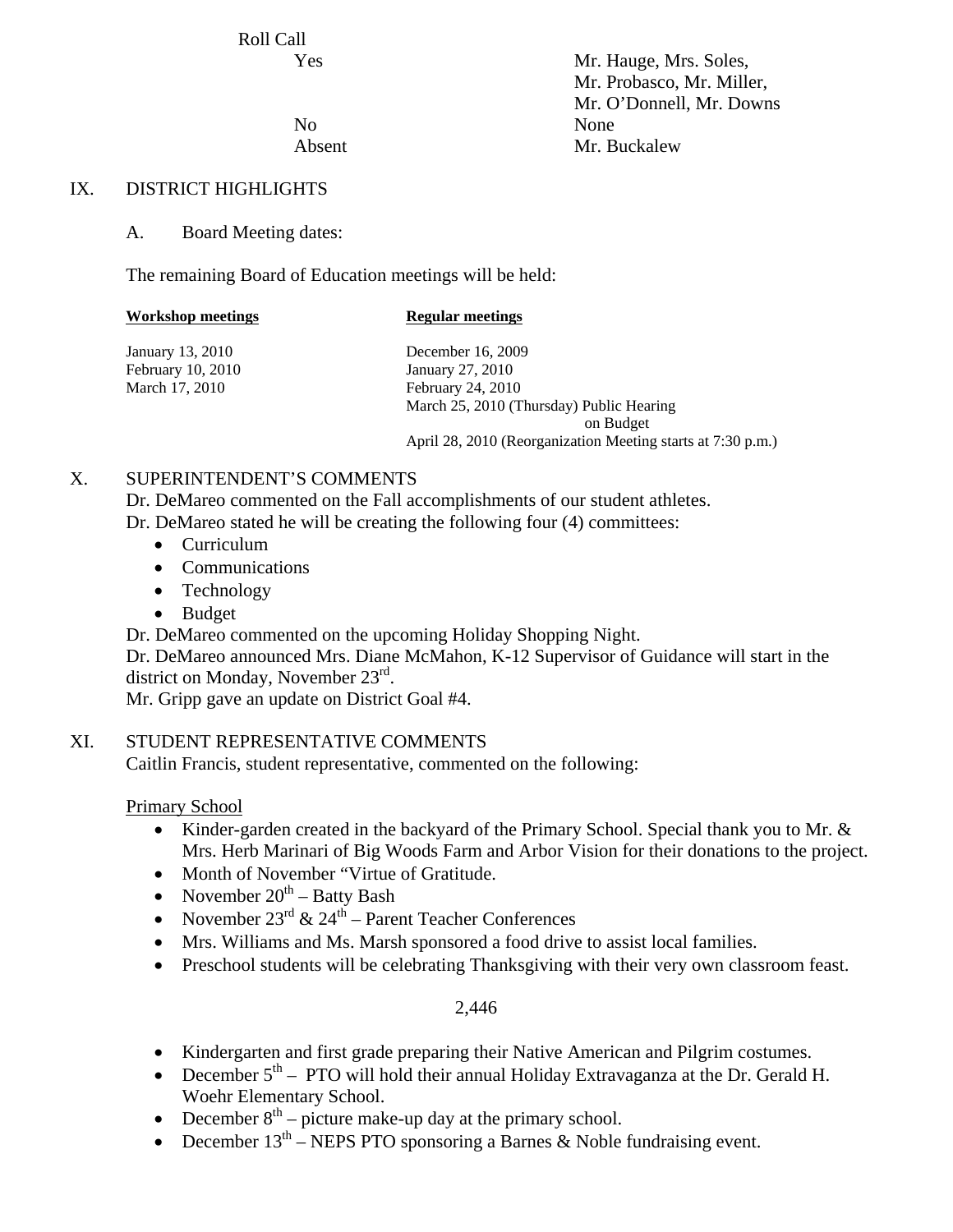Roll Call

| | |
|---|---|
| Yes | Mr. Hauge, Mrs. Soles, Mr. Probasco, Mr. Miller, Mr. O'Donnell, Mr. Downs |
| No | None |
| Absent | Mr. Buckalew |

## IX. DISTRICT HIGHLIGHTS

A. Board Meeting dates:

The remaining Board of Education meetings will be held:

| **Workshop meetings** | **Regular meetings** |
|---|---|
| January 13, 2010 | December 16, 2009 |
| February 10, 2010 | January 27, 2010 |
| March 17, 2010 | February 24, 2010 |
| | March 25, 2010 (Thursday) Public Hearing on Budget |
| | April 28, 2010 (Reorganization Meeting starts at 7:30 p.m.) |

## X. SUPERINTENDENT'S COMMENTS

Dr. DeMareo commented on the Fall accomplishments of our student athletes.
Dr. DeMareo stated he will be creating the following four (4) committees:

- Curriculum
- Communications
- Technology
- Budget

Dr. DeMareo commented on the upcoming Holiday Shopping Night.
Dr. DeMareo announced Mrs. Diane McMahon, K-12 Supervisor of Guidance will start in the district on Monday, November 23rd.
Mr. Gripp gave an update on District Goal #4.

## XI. STUDENT REPRESENTATIVE COMMENTS

Caitlin Francis, student representative, commented on the following:

Primary School

- Kinder-garden created in the backyard of the Primary School. Special thank you to Mr. & Mrs. Herb Marinari of Big Woods Farm and Arbor Vision for their donations to the project.
- Month of November "Virtue of Gratitude.
- November 20th – Batty Bash
- November 23rd & 24th – Parent Teacher Conferences
- Mrs. Williams and Ms. Marsh sponsored a food drive to assist local families.
- Preschool students will be celebrating Thanksgiving with their very own classroom feast.
- Kindergarten and first grade preparing their Native American and Pilgrim costumes.
- December 5th – PTO will hold their annual Holiday Extravaganza at the Dr. Gerald H. Woehr Elementary School.
- December 8th – picture make-up day at the primary school.
- December 13th – NEPS PTO sponsoring a Barnes & Noble fundraising event.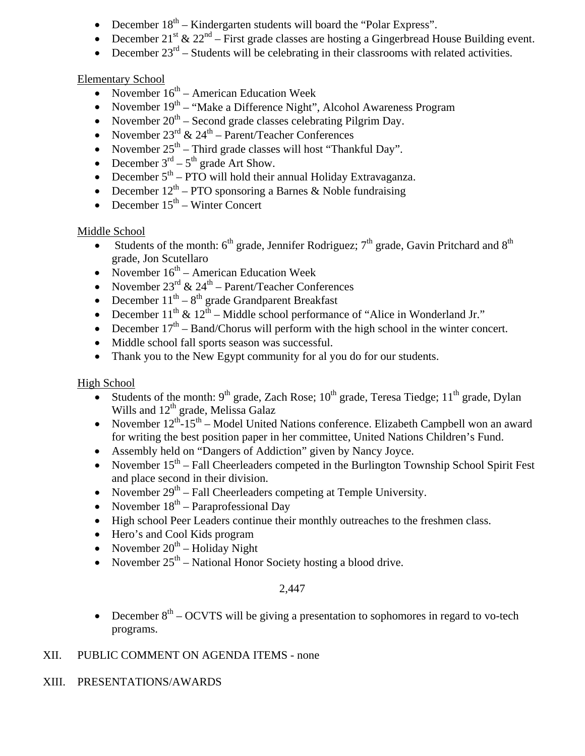- December 18th – Kindergarten students will board the "Polar Express".
- December 21st & 22nd – First grade classes are hosting a Gingerbread House Building event.
- December 23rd – Students will be celebrating in their classrooms with related activities.

Elementary School

- November 16th – American Education Week
- November 19th – "Make a Difference Night", Alcohol Awareness Program
- November 20th – Second grade classes celebrating Pilgrim Day.
- November 23rd & 24th – Parent/Teacher Conferences
- November 25th – Third grade classes will host "Thankful Day".
- December 3rd – 5th grade Art Show.
- December 5th – PTO will hold their annual Holiday Extravaganza.
- December 12th – PTO sponsoring a Barnes & Noble fundraising
- December 15th – Winter Concert

Middle School

- Students of the month: 6th grade, Jennifer Rodriguez; 7th grade, Gavin Pritchard and 8th grade, Jon Scutellaro
- November 16th – American Education Week
- November 23rd & 24th – Parent/Teacher Conferences
- December 11th – 8th grade Grandparent Breakfast
- December 11th & 12th – Middle school performance of "Alice in Wonderland Jr."
- December 17th – Band/Chorus will perform with the high school in the winter concert.
- Middle school fall sports season was successful.
- Thank you to the New Egypt community for al you do for our students.

High School

- Students of the month: 9th grade, Zach Rose; 10th grade, Teresa Tiedge; 11th grade, Dylan Wills and 12th grade, Melissa Galaz
- November 12th-15th – Model United Nations conference. Elizabeth Campbell won an award for writing the best position paper in her committee, United Nations Children's Fund.
- Assembly held on "Dangers of Addiction" given by Nancy Joyce.
- November 15th – Fall Cheerleaders competed in the Burlington Township School Spirit Fest and place second in their division.
- November 29th – Fall Cheerleaders competing at Temple University.
- November 18th – Paraprofessional Day
- High school Peer Leaders continue their monthly outreaches to the freshmen class.
- Hero's and Cool Kids program
- November 20th – Holiday Night
- November 25th – National Honor Society hosting a blood drive.

2,447

- December 8th – OCVTS will be giving a presentation to sophomores in regard to vo-tech programs.

XII. PUBLIC COMMENT ON AGENDA ITEMS - none

XIII. PRESENTATIONS/AWARDS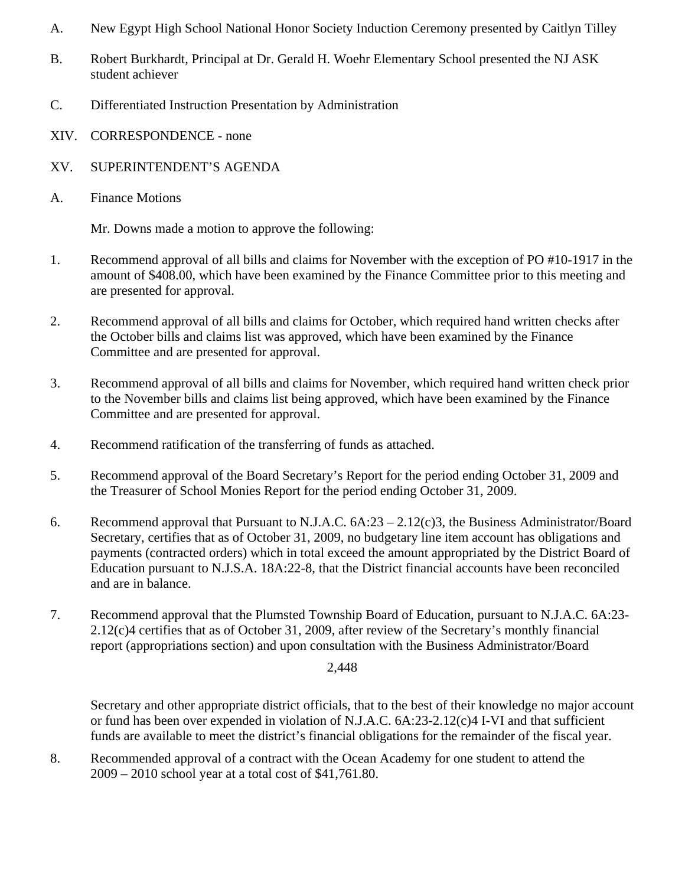A. New Egypt High School National Honor Society Induction Ceremony presented by Caitlyn Tilley

B. Robert Burkhardt, Principal at Dr. Gerald H. Woehr Elementary School presented the NJ ASK student achiever

C. Differentiated Instruction Presentation by Administration

XIV. CORRESPONDENCE - none

XV. SUPERINTENDENT'S AGENDA

A. Finance Motions

Mr. Downs made a motion to approve the following:

1. Recommend approval of all bills and claims for November with the exception of PO #10-1917 in the amount of $408.00, which have been examined by the Finance Committee prior to this meeting and are presented for approval.

2. Recommend approval of all bills and claims for October, which required hand written checks after the October bills and claims list was approved, which have been examined by the Finance Committee and are presented for approval.

3. Recommend approval of all bills and claims for November, which required hand written check prior to the November bills and claims list being approved, which have been examined by the Finance Committee and are presented for approval.

4. Recommend ratification of the transferring of funds as attached.

5. Recommend approval of the Board Secretary's Report for the period ending October 31, 2009 and the Treasurer of School Monies Report for the period ending October 31, 2009.

6. Recommend approval that Pursuant to N.J.A.C. 6A:23 – 2.12(c)3, the Business Administrator/Board Secretary, certifies that as of October 31, 2009, no budgetary line item account has obligations and payments (contracted orders) which in total exceed the amount appropriated by the District Board of Education pursuant to N.J.S.A. 18A:22-8, that the District financial accounts have been reconciled and are in balance.

7. Recommend approval that the Plumsted Township Board of Education, pursuant to N.J.A.C. 6A:23-2.12(c)4 certifies that as of October 31, 2009, after review of the Secretary's monthly financial report (appropriations section) and upon consultation with the Business Administrator/Board Secretary and other appropriate district officials, that to the best of their knowledge no major account or fund has been over expended in violation of N.J.A.C. 6A:23-2.12(c)4 I-VI and that sufficient funds are available to meet the district's financial obligations for the remainder of the fiscal year.

8. Recommended approval of a contract with the Ocean Academy for one student to attend the 2009 – 2010 school year at a total cost of $41,761.80.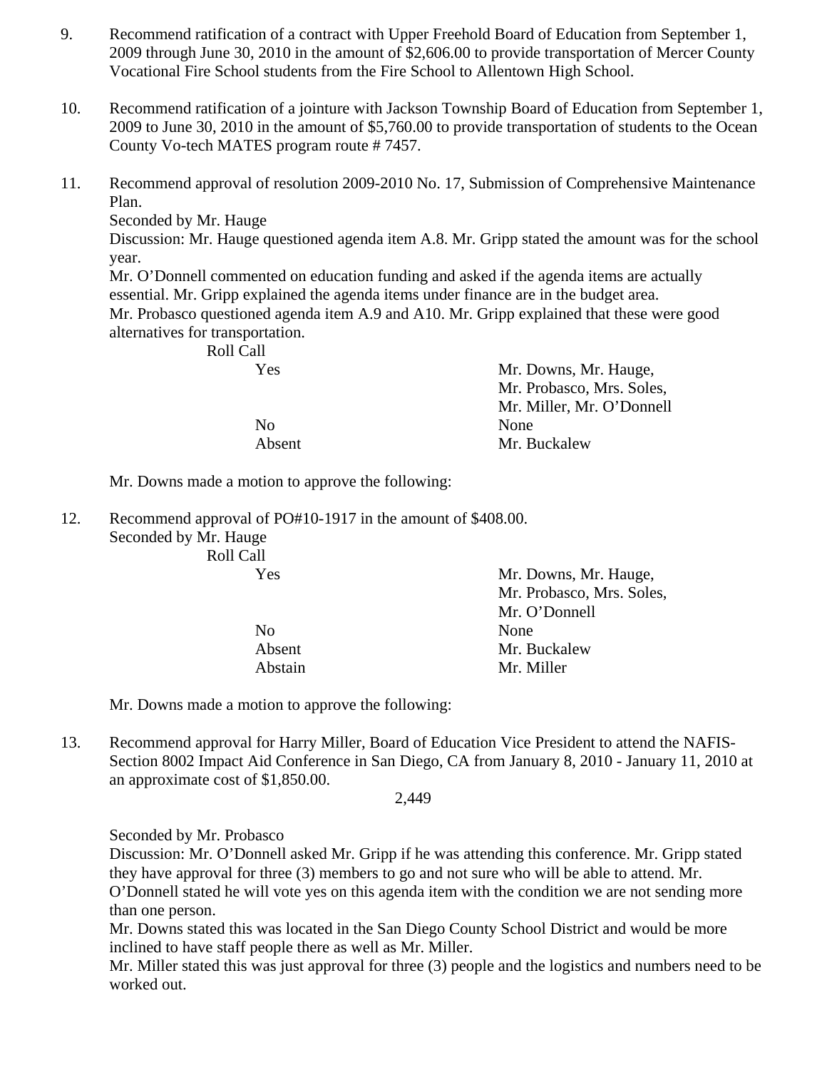9. Recommend ratification of a contract with Upper Freehold Board of Education from September 1, 2009 through June 30, 2010 in the amount of $2,606.00 to provide transportation of Mercer County Vocational Fire School students from the Fire School to Allentown High School.

10. Recommend ratification of a jointure with Jackson Township Board of Education from September 1, 2009 to June 30, 2010 in the amount of $5,760.00 to provide transportation of students to the Ocean County Vo-tech MATES program route # 7457.

11. Recommend approval of resolution 2009-2010 No. 17, Submission of Comprehensive Maintenance Plan.

    Seconded by Mr. Hauge

    Discussion: Mr. Hauge questioned agenda item A.8. Mr. Gripp stated the amount was for the school year.

    Mr. O'Donnell commented on education funding and asked if the agenda items are actually essential. Mr. Gripp explained the agenda items under finance are in the budget area.

    Mr. Probasco questioned agenda item A.9 and A10. Mr. Gripp explained that these were good alternatives for transportation.

    Roll Call

    | | |
    |---|---|
    | Yes | Mr. Downs, Mr. Hauge, Mr. Probasco, Mrs. Soles, Mr. Miller, Mr. O'Donnell |
    | No | None |
    | Absent | Mr. Buckalew |

    Mr. Downs made a motion to approve the following:

12. Recommend approval of PO#10-1917 in the amount of $408.00.

    Seconded by Mr. Hauge

    Roll Call

    | | |
    |---|---|
    | Yes | Mr. Downs, Mr. Hauge, Mr. Probasco, Mrs. Soles, Mr. O'Donnell |
    | No | None |
    | Absent | Mr. Buckalew |
    | Abstain | Mr. Miller |

    Mr. Downs made a motion to approve the following:

13. Recommend approval for Harry Miller, Board of Education Vice President to attend the NAFIS-Section 8002 Impact Aid Conference in San Diego, CA from January 8, 2010 - January 11, 2010 at an approximate cost of $1,850.00.

    2,449

    Seconded by Mr. Probasco

    Discussion: Mr. O'Donnell asked Mr. Gripp if he was attending this conference. Mr. Gripp stated they have approval for three (3) members to go and not sure who will be able to attend. Mr. O'Donnell stated he will vote yes on this agenda item with the condition we are not sending more than one person.

    Mr. Downs stated this was located in the San Diego County School District and would be more inclined to have staff people there as well as Mr. Miller.

    Mr. Miller stated this was just approval for three (3) people and the logistics and numbers need to be worked out.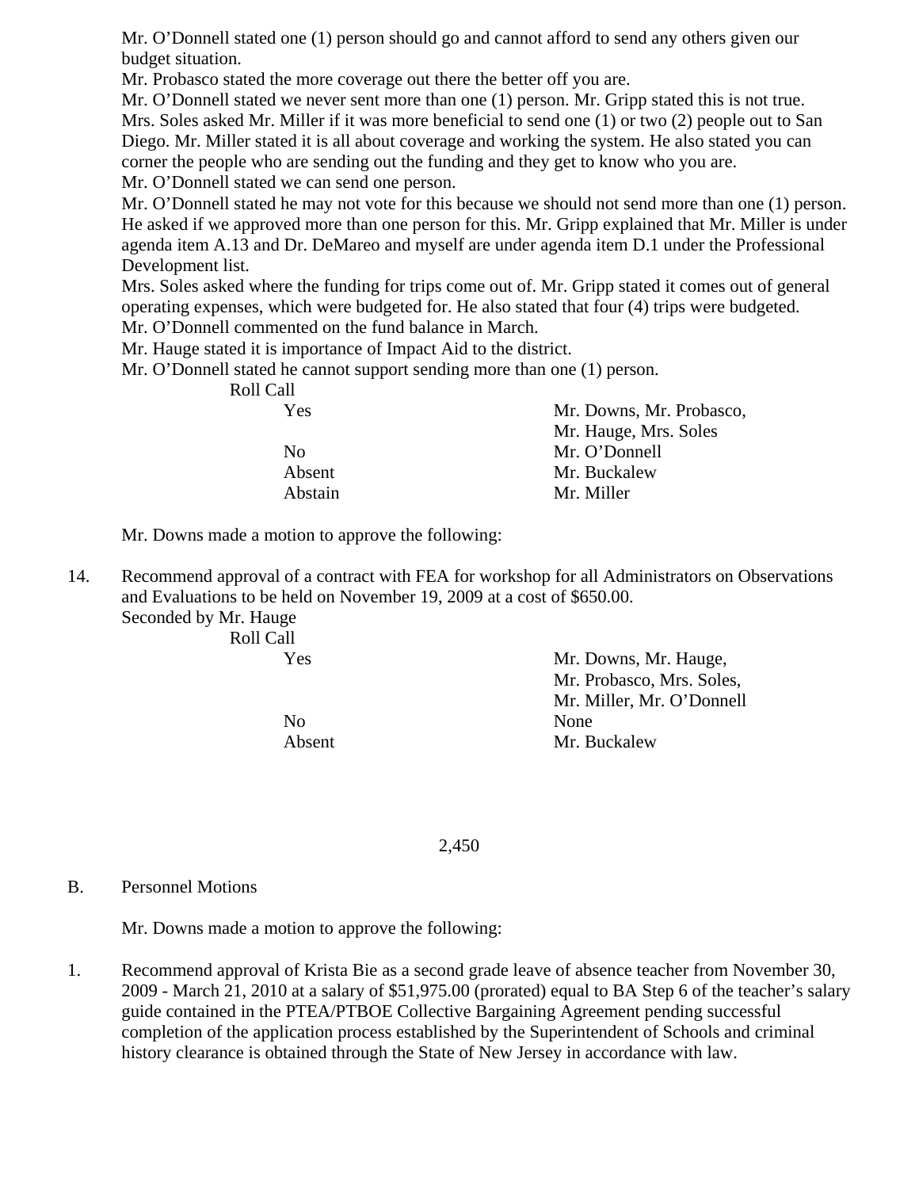Mr. O'Donnell stated one (1) person should go and cannot afford to send any others given our budget situation.

Mr. Probasco stated the more coverage out there the better off you are.

Mr. O'Donnell stated we never sent more than one (1) person. Mr. Gripp stated this is not true.

Mrs. Soles asked Mr. Miller if it was more beneficial to send one (1) or two (2) people out to San Diego. Mr. Miller stated it is all about coverage and working the system. He also stated you can corner the people who are sending out the funding and they get to know who you are.

Mr. O'Donnell stated we can send one person.

Mr. O'Donnell stated he may not vote for this because we should not send more than one (1) person. He asked if we approved more than one person for this. Mr. Gripp explained that Mr. Miller is under agenda item A.13 and Dr. DeMareo and myself are under agenda item D.1 under the Professional Development list.

Mrs. Soles asked where the funding for trips come out of. Mr. Gripp stated it comes out of general operating expenses, which were budgeted for. He also stated that four (4) trips were budgeted.

Mr. O'Donnell commented on the fund balance in March.

Mr. Hauge stated it is importance of Impact Aid to the district.

Mr. O'Donnell stated he cannot support sending more than one (1) person.

Roll Call

| | |
|---|---|
| Yes | Mr. Downs, Mr. Probasco, Mr. Hauge, Mrs. Soles |
| No | Mr. O'Donnell |
| Absent | Mr. Buckalew |
| Abstain | Mr. Miller |

Mr. Downs made a motion to approve the following:

14. Recommend approval of a contract with FEA for workshop for all Administrators on Observations and Evaluations to be held on November 19, 2009 at a cost of $650.00.

Seconded by Mr. Hauge

Roll Call

| | |
|---|---|
| Yes | Mr. Downs, Mr. Hauge, Mr. Probasco, Mrs. Soles, Mr. Miller, Mr. O'Donnell |
| No | None |
| Absent | Mr. Buckalew |

2,450

B. Personnel Motions

Mr. Downs made a motion to approve the following:

1. Recommend approval of Krista Bie as a second grade leave of absence teacher from November 30, 2009 - March 21, 2010 at a salary of $51,975.00 (prorated) equal to BA Step 6 of the teacher's salary guide contained in the PTEA/PTBOE Collective Bargaining Agreement pending successful completion of the application process established by the Superintendent of Schools and criminal history clearance is obtained through the State of New Jersey in accordance with law.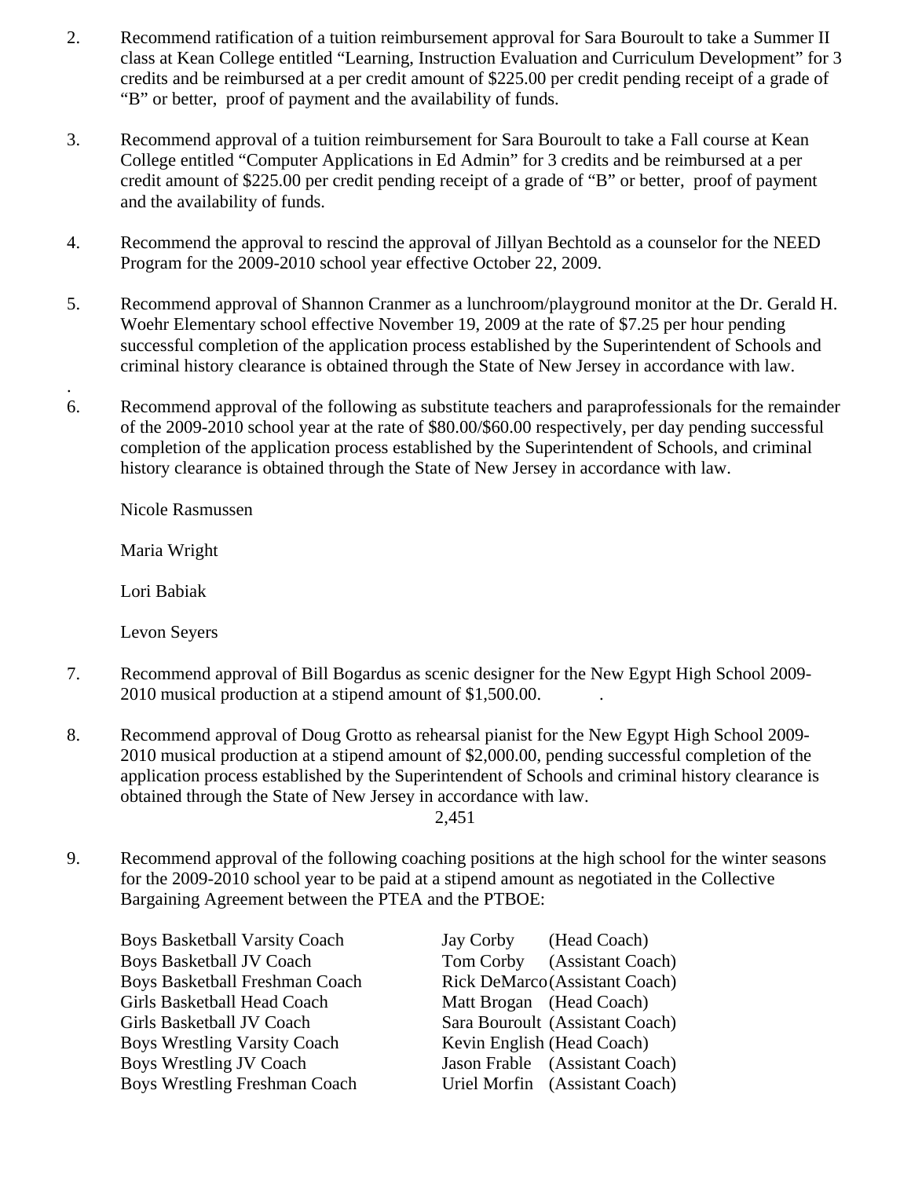2. Recommend ratification of a tuition reimbursement approval for Sara Bouroult to take a Summer II class at Kean College entitled "Learning, Instruction Evaluation and Curriculum Development" for 3 credits and be reimbursed at a per credit amount of $225.00 per credit pending receipt of a grade of "B" or better, proof of payment and the availability of funds.

3. Recommend approval of a tuition reimbursement for Sara Bouroult to take a Fall course at Kean College entitled "Computer Applications in Ed Admin" for 3 credits and be reimbursed at a per credit amount of $225.00 per credit pending receipt of a grade of "B" or better, proof of payment and the availability of funds.

4. Recommend the approval to rescind the approval of Jillyan Bechtold as a counselor for the NEED Program for the 2009-2010 school year effective October 22, 2009.

5. Recommend approval of Shannon Cranmer as a lunchroom/playground monitor at the Dr. Gerald H. Woehr Elementary school effective November 19, 2009 at the rate of $7.25 per hour pending successful completion of the application process established by the Superintendent of Schools and criminal history clearance is obtained through the State of New Jersey in accordance with law.

.

6. Recommend approval of the following as substitute teachers and paraprofessionals for the remainder of the 2009-2010 school year at the rate of $80.00/$60.00 respectively, per day pending successful completion of the application process established by the Superintendent of Schools, and criminal history clearance is obtained through the State of New Jersey in accordance with law.

   Nicole Rasmussen

   Maria Wright

   Lori Babiak

   Levon Seyers

7. Recommend approval of Bill Bogardus as scenic designer for the New Egypt High School 2009-2010 musical production at a stipend amount of $1,500.00.

8. Recommend approval of Doug Grotto as rehearsal pianist for the New Egypt High School 2009-2010 musical production at a stipend amount of $2,000.00, pending successful completion of the application process established by the Superintendent of Schools and criminal history clearance is obtained through the State of New Jersey in accordance with law.

2,451

9. Recommend approval of the following coaching positions at the high school for the winter seasons for the 2009-2010 school year to be paid at a stipend amount as negotiated in the Collective Bargaining Agreement between the PTEA and the PTBOE:

| Position | Name | Role |
|---|---|---|
| Boys Basketball Varsity Coach | Jay Corby | (Head Coach) |
| Boys Basketball JV Coach | Tom Corby | (Assistant Coach) |
| Boys Basketball Freshman Coach | Rick DeMarco | (Assistant Coach) |
| Girls Basketball Head Coach | Matt Brogan | (Head Coach) |
| Girls Basketball JV Coach | Sara Bouroult | (Assistant Coach) |
| Boys Wrestling Varsity Coach | Kevin English | (Head Coach) |
| Boys Wrestling JV Coach | Jason Frable | (Assistant Coach) |
| Boys Wrestling Freshman Coach | Uriel Morfin | (Assistant Coach) |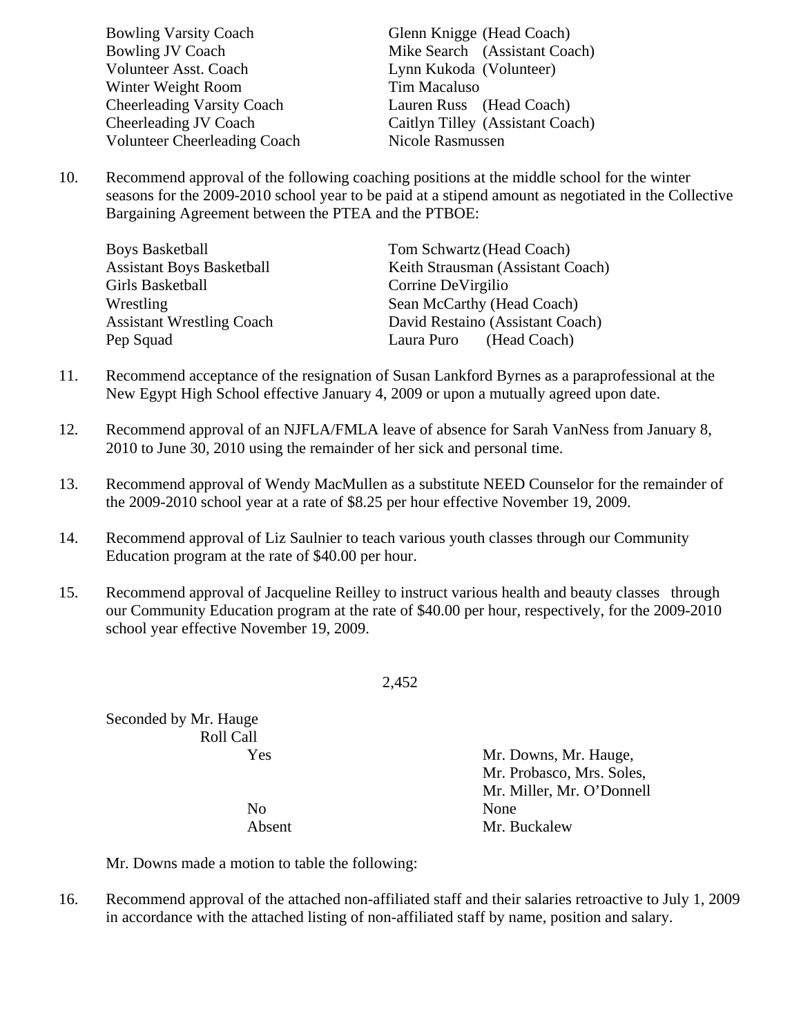| | |
|---|---|
| Bowling Varsity Coach | Glenn Knigge (Head Coach) |
| Bowling JV Coach | Mike Search (Assistant Coach) |
| Volunteer Asst. Coach | Lynn Kukoda (Volunteer) |
| Winter Weight Room | Tim Macaluso |
| Cheerleading Varsity Coach | Lauren Russ (Head Coach) |
| Cheerleading JV Coach | Caitlyn Tilley (Assistant Coach) |
| Volunteer Cheerleading Coach | Nicole Rasmussen |

10. Recommend approval of the following coaching positions at the middle school for the winter seasons for the 2009-2010 school year to be paid at a stipend amount as negotiated in the Collective Bargaining Agreement between the PTEA and the PTBOE:

| | |
|---|---|
| Boys Basketball | Tom Schwartz (Head Coach) |
| Assistant Boys Basketball | Keith Strausman (Assistant Coach) |
| Girls Basketball | Corrine DeVirgilio |
| Wrestling | Sean McCarthy (Head Coach) |
| Assistant Wrestling Coach | David Restaino (Assistant Coach) |
| Pep Squad | Laura Puro (Head Coach) |

11. Recommend acceptance of the resignation of Susan Lankford Byrnes as a paraprofessional at the New Egypt High School effective January 4, 2009 or upon a mutually agreed upon date.

12. Recommend approval of an NJFLA/FMLA leave of absence for Sarah VanNess from January 8, 2010 to June 30, 2010 using the remainder of her sick and personal time.

13. Recommend approval of Wendy MacMullen as a substitute NEED Counselor for the remainder of the 2009-2010 school year at a rate of $8.25 per hour effective November 19, 2009.

14. Recommend approval of Liz Saulnier to teach various youth classes through our Community Education program at the rate of $40.00 per hour.

15. Recommend approval of Jacqueline Reilley to instruct various health and beauty classes through our Community Education program at the rate of $40.00 per hour, respectively, for the 2009-2010 school year effective November 19, 2009.

2,452

Seconded by Mr. Hauge

Roll Call

| | |
|---|---|
| Yes | Mr. Downs, Mr. Hauge, Mr. Probasco, Mrs. Soles, Mr. Miller, Mr. O'Donnell |
| No | None |
| Absent | Mr. Buckalew |

Mr. Downs made a motion to table the following:

16. Recommend approval of the attached non-affiliated staff and their salaries retroactive to July 1, 2009 in accordance with the attached listing of non-affiliated staff by name, position and salary.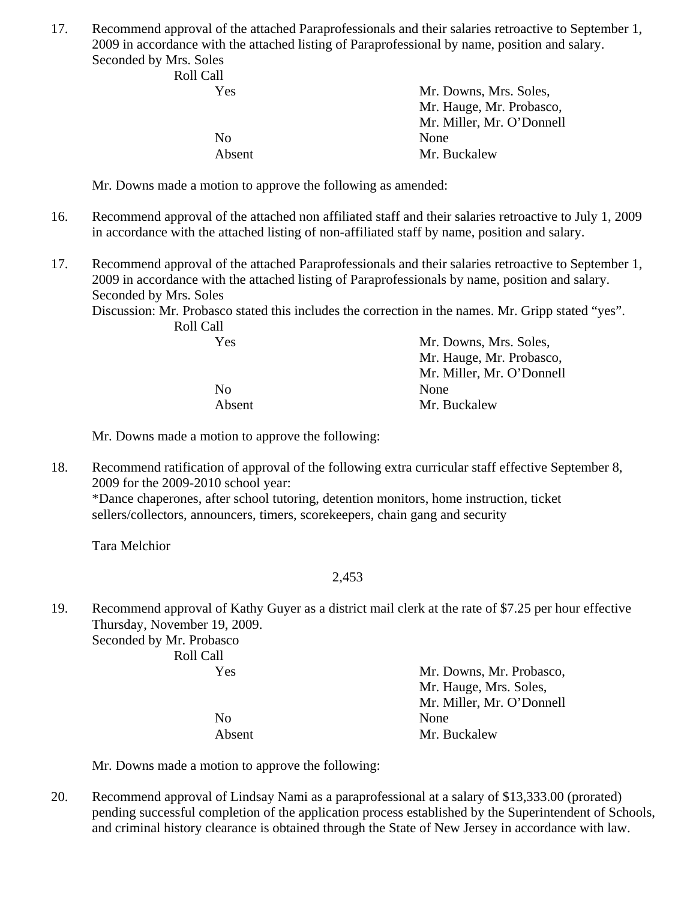17. Recommend approval of the attached Paraprofessionals and their salaries retroactive to September 1, 2009 in accordance with the attached listing of Paraprofessional by name, position and salary.
    Seconded by Mrs. Soles

    Roll Call

| | |
|---|---|
| Yes | Mr. Downs, Mrs. Soles, Mr. Hauge, Mr. Probasco, Mr. Miller, Mr. O'Donnell |
| No | None |
| Absent | Mr. Buckalew |

Mr. Downs made a motion to approve the following as amended:

16. Recommend approval of the attached non affiliated staff and their salaries retroactive to July 1, 2009 in accordance with the attached listing of non-affiliated staff by name, position and salary.

17. Recommend approval of the attached Paraprofessionals and their salaries retroactive to September 1, 2009 in accordance with the attached listing of Paraprofessionals by name, position and salary.
    Seconded by Mrs. Soles
    Discussion: Mr. Probasco stated this includes the correction in the names. Mr. Gripp stated "yes".

    Roll Call

| | |
|---|---|
| Yes | Mr. Downs, Mrs. Soles, Mr. Hauge, Mr. Probasco, Mr. Miller, Mr. O'Donnell |
| No | None |
| Absent | Mr. Buckalew |

Mr. Downs made a motion to approve the following:

18. Recommend ratification of approval of the following extra curricular staff effective September 8, 2009 for the 2009-2010 school year:
    *Dance chaperones, after school tutoring, detention monitors, home instruction, ticket sellers/collectors, announcers, timers, scorekeepers, chain gang and security

    Tara Melchior

    2,453

19. Recommend approval of Kathy Guyer as a district mail clerk at the rate of $7.25 per hour effective Thursday, November 19, 2009.
    Seconded by Mr. Probasco

    Roll Call

| | |
|---|---|
| Yes | Mr. Downs, Mr. Probasco, Mr. Hauge, Mrs. Soles, Mr. Miller, Mr. O'Donnell |
| No | None |
| Absent | Mr. Buckalew |

Mr. Downs made a motion to approve the following:

20. Recommend approval of Lindsay Nami as a paraprofessional at a salary of $13,333.00 (prorated) pending successful completion of the application process established by the Superintendent of Schools, and criminal history clearance is obtained through the State of New Jersey in accordance with law.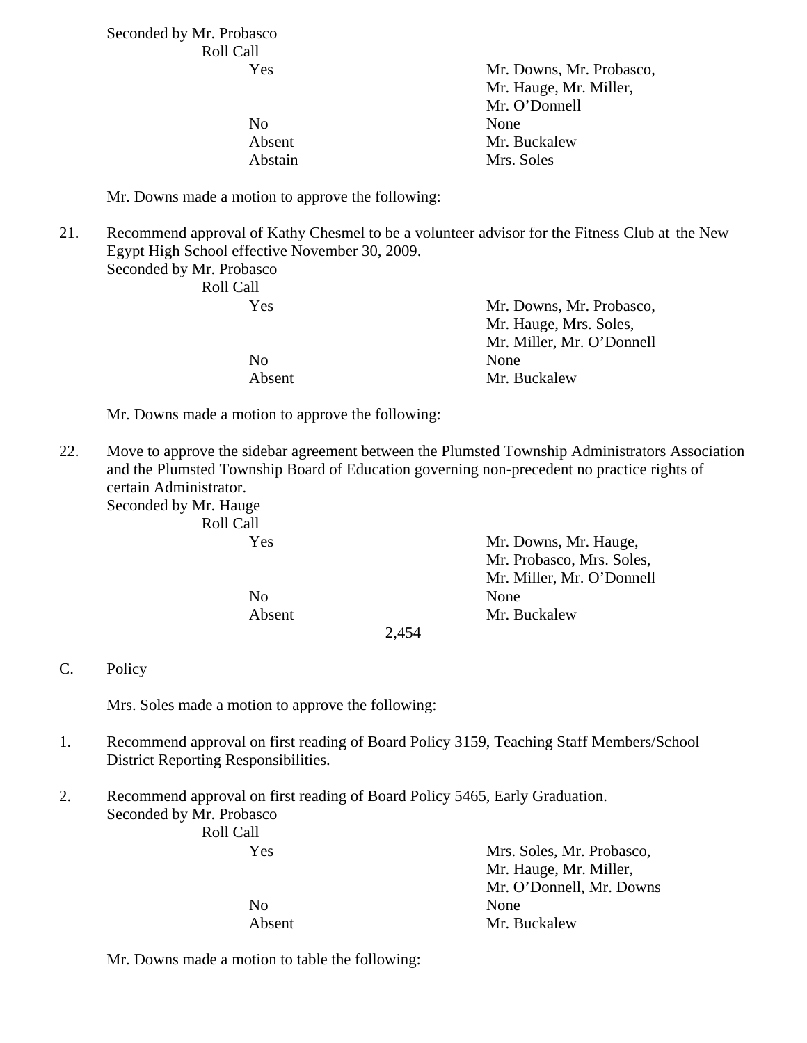Seconded by Mr. Probasco

Roll Call

| | |
|---|---|
| Yes | Mr. Downs, Mr. Probasco, Mr. Hauge, Mr. Miller, Mr. O'Donnell |
| No | None |
| Absent | Mr. Buckalew |
| Abstain | Mrs. Soles |

Mr. Downs made a motion to approve the following:

21. Recommend approval of Kathy Chesmel to be a volunteer advisor for the Fitness Club at the New Egypt High School effective November 30, 2009.

Seconded by Mr. Probasco

Roll Call

| | |
|---|---|
| Yes | Mr. Downs, Mr. Probasco, Mr. Hauge, Mrs. Soles, Mr. Miller, Mr. O'Donnell |
| No | None |
| Absent | Mr. Buckalew |

Mr. Downs made a motion to approve the following:

22. Move to approve the sidebar agreement between the Plumsted Township Administrators Association and the Plumsted Township Board of Education governing non-precedent no practice rights of certain Administrator.

Seconded by Mr. Hauge

Roll Call

| | |
|---|---|
| Yes | Mr. Downs, Mr. Hauge, Mr. Probasco, Mrs. Soles, Mr. Miller, Mr. O'Donnell |
| No | None |
| Absent | Mr. Buckalew |

2,454

C. Policy

Mrs. Soles made a motion to approve the following:

1. Recommend approval on first reading of Board Policy 3159, Teaching Staff Members/School District Reporting Responsibilities.

2. Recommend approval on first reading of Board Policy 5465, Early Graduation.

Seconded by Mr. Probasco

Roll Call

| | |
|---|---|
| Yes | Mrs. Soles, Mr. Probasco, Mr. Hauge, Mr. Miller, Mr. O'Donnell, Mr. Downs |
| No | None |
| Absent | Mr. Buckalew |

Mr. Downs made a motion to table the following: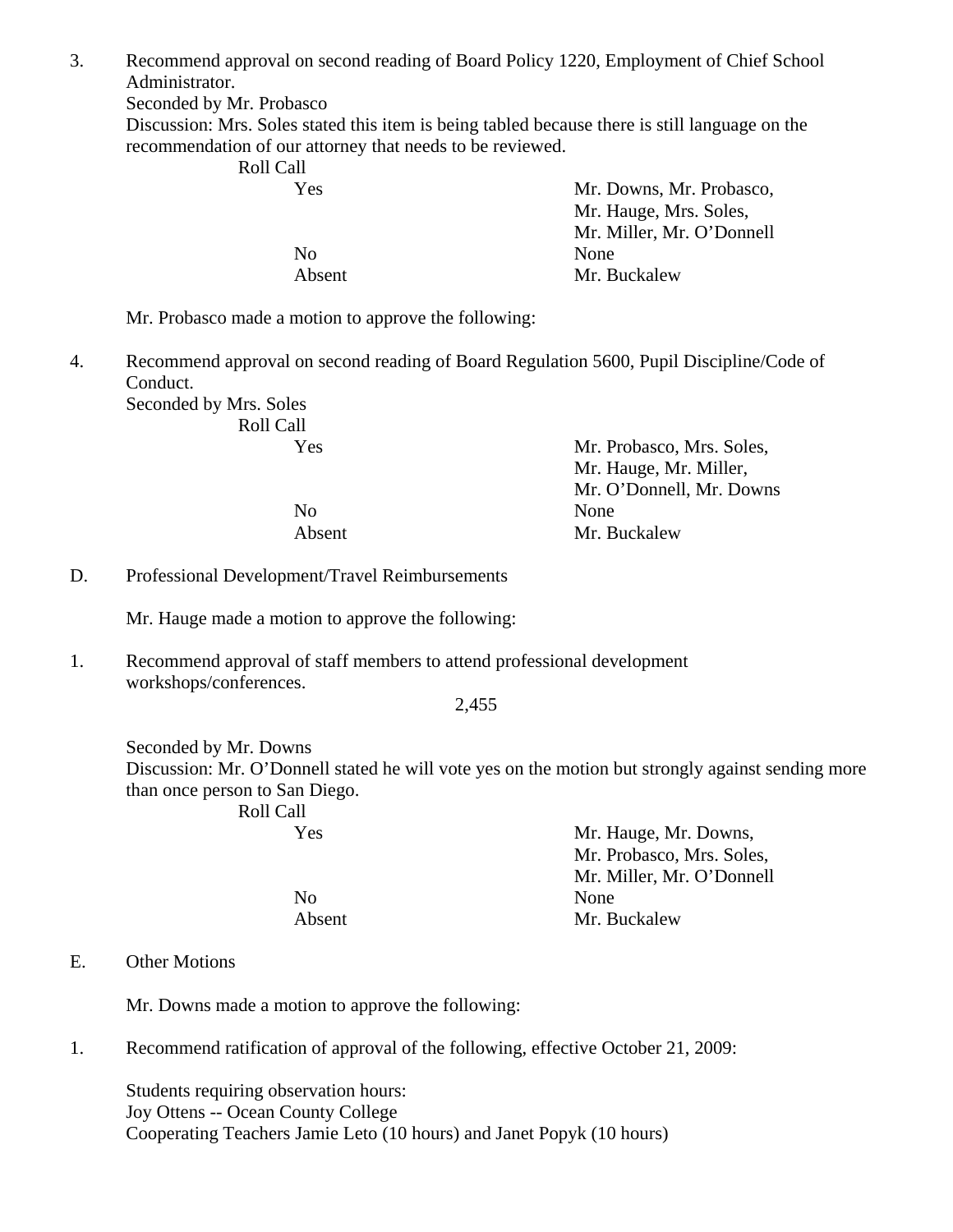3. Recommend approval on second reading of Board Policy 1220, Employment of Chief School Administrator.

Seconded by Mr. Probasco

Discussion: Mrs. Soles stated this item is being tabled because there is still language on the recommendation of our attorney that needs to be reviewed.

Roll Call

| | |
|---|---|
| Yes | Mr. Downs, Mr. Probasco, Mr. Hauge, Mrs. Soles, Mr. Miller, Mr. O'Donnell |
| No | None |
| Absent | Mr. Buckalew |

Mr. Probasco made a motion to approve the following:

4. Recommend approval on second reading of Board Regulation 5600, Pupil Discipline/Code of Conduct.

Seconded by Mrs. Soles

Roll Call

| | |
|---|---|
| Yes | Mr. Probasco, Mrs. Soles, Mr. Hauge, Mr. Miller, Mr. O'Donnell, Mr. Downs |
| No | None |
| Absent | Mr. Buckalew |

D. Professional Development/Travel Reimbursements

Mr. Hauge made a motion to approve the following:

1. Recommend approval of staff members to attend professional development workshops/conferences.

2,455

Seconded by Mr. Downs

Discussion: Mr. O'Donnell stated he will vote yes on the motion but strongly against sending more than once person to San Diego.

Roll Call

| | |
|---|---|
| Yes | Mr. Hauge, Mr. Downs, Mr. Probasco, Mrs. Soles, Mr. Miller, Mr. O'Donnell |
| No | None |
| Absent | Mr. Buckalew |

E. Other Motions

Mr. Downs made a motion to approve the following:

1. Recommend ratification of approval of the following, effective October 21, 2009:

Students requiring observation hours:
Joy Ottens -- Ocean County College
Cooperating Teachers Jamie Leto (10 hours) and Janet Popyk (10 hours)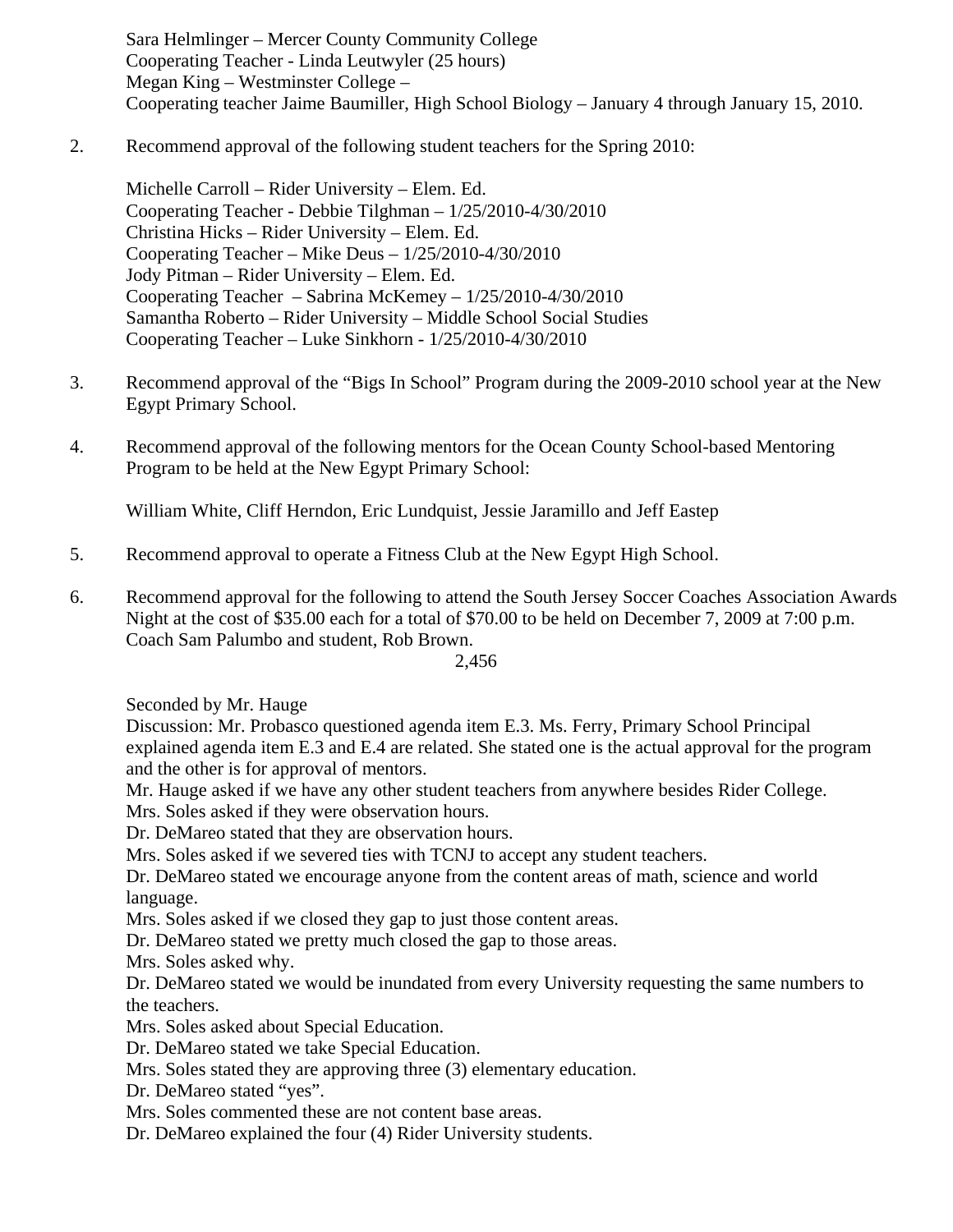Sara Helmlinger – Mercer County Community College
Cooperating Teacher - Linda Leutwyler (25 hours)
Megan King – Westminster College –
Cooperating teacher Jaime Baumiller, High School Biology – January 4 through January 15, 2010.

2. Recommend approval of the following student teachers for the Spring 2010:

   Michelle Carroll – Rider University – Elem. Ed.
   Cooperating Teacher - Debbie Tilghman – 1/25/2010-4/30/2010
   Christina Hicks – Rider University – Elem. Ed.
   Cooperating Teacher – Mike Deus – 1/25/2010-4/30/2010
   Jody Pitman – Rider University – Elem. Ed.
   Cooperating Teacher – Sabrina McKemey – 1/25/2010-4/30/2010
   Samantha Roberto – Rider University – Middle School Social Studies
   Cooperating Teacher – Luke Sinkhorn - 1/25/2010-4/30/2010

3. Recommend approval of the "Bigs In School" Program during the 2009-2010 school year at the New Egypt Primary School.

4. Recommend approval of the following mentors for the Ocean County School-based Mentoring Program to be held at the New Egypt Primary School:

   William White, Cliff Herndon, Eric Lundquist, Jessie Jaramillo and Jeff Eastep

5. Recommend approval to operate a Fitness Club at the New Egypt High School.

6. Recommend approval for the following to attend the South Jersey Soccer Coaches Association Awards Night at the cost of $35.00 each for a total of $70.00 to be held on December 7, 2009 at 7:00 p.m. Coach Sam Palumbo and student, Rob Brown.

2,456

Seconded by Mr. Hauge
Discussion: Mr. Probasco questioned agenda item E.3. Ms. Ferry, Primary School Principal explained agenda item E.3 and E.4 are related. She stated one is the actual approval for the program and the other is for approval of mentors.
Mr. Hauge asked if we have any other student teachers from anywhere besides Rider College.
Mrs. Soles asked if they were observation hours.
Dr. DeMareo stated that they are observation hours.
Mrs. Soles asked if we severed ties with TCNJ to accept any student teachers.
Dr. DeMareo stated we encourage anyone from the content areas of math, science and world language.
Mrs. Soles asked if we closed they gap to just those content areas.
Dr. DeMareo stated we pretty much closed the gap to those areas.
Mrs. Soles asked why.
Dr. DeMareo stated we would be inundated from every University requesting the same numbers to the teachers.
Mrs. Soles asked about Special Education.
Dr. DeMareo stated we take Special Education.
Mrs. Soles stated they are approving three (3) elementary education.
Dr. DeMareo stated "yes".
Mrs. Soles commented these are not content base areas.
Dr. DeMareo explained the four (4) Rider University students.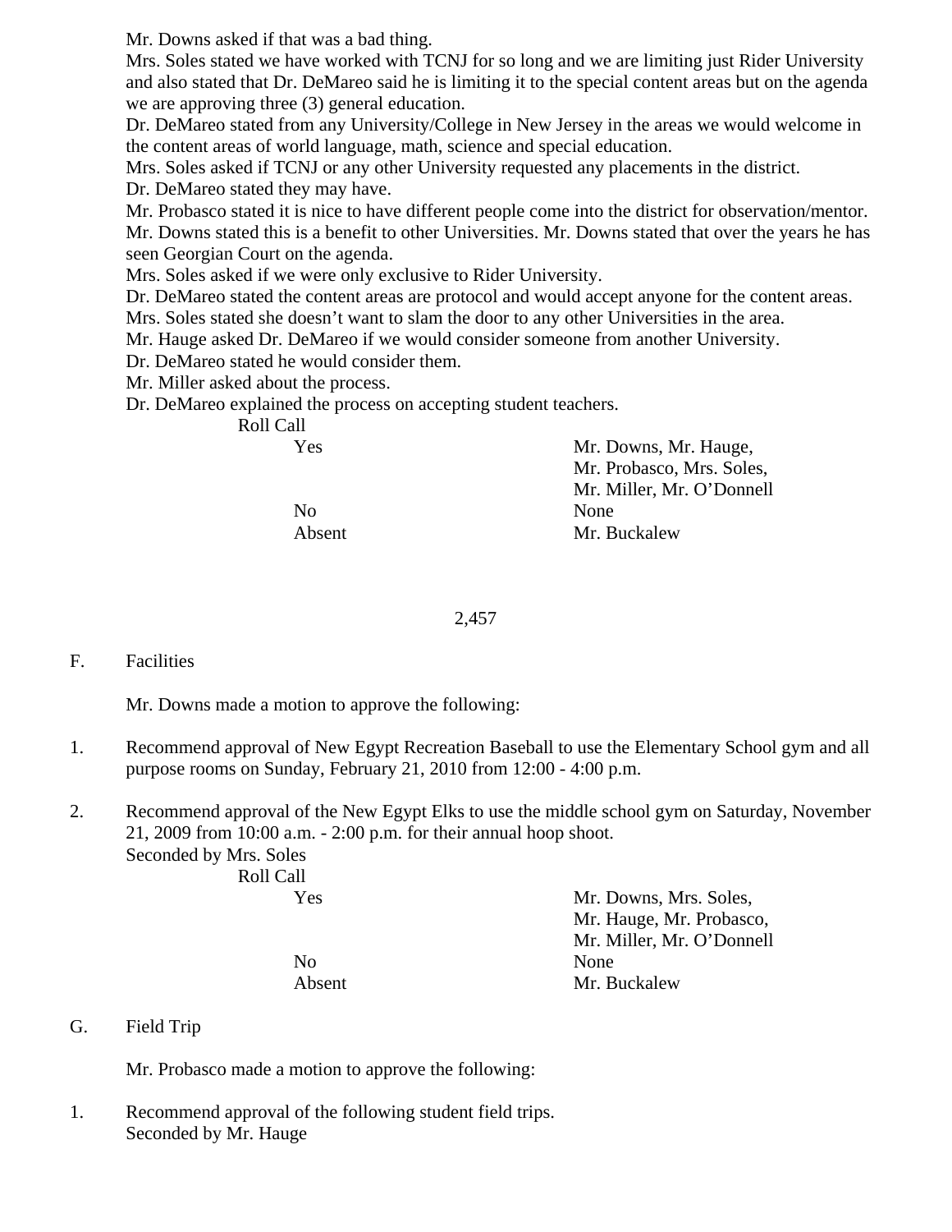Mr. Downs asked if that was a bad thing.

Mrs. Soles stated we have worked with TCNJ for so long and we are limiting just Rider University and also stated that Dr. DeMareo said he is limiting it to the special content areas but on the agenda we are approving three (3) general education.

Dr. DeMareo stated from any University/College in New Jersey in the areas we would welcome in the content areas of world language, math, science and special education.

Mrs. Soles asked if TCNJ or any other University requested any placements in the district.

Dr. DeMareo stated they may have.

Mr. Probasco stated it is nice to have different people come into the district for observation/mentor.

Mr. Downs stated this is a benefit to other Universities. Mr. Downs stated that over the years he has seen Georgian Court on the agenda.

Mrs. Soles asked if we were only exclusive to Rider University.

Dr. DeMareo stated the content areas are protocol and would accept anyone for the content areas.

Mrs. Soles stated she doesn't want to slam the door to any other Universities in the area.

Mr. Hauge asked Dr. DeMareo if we would consider someone from another University.

Dr. DeMareo stated he would consider them.

Mr. Miller asked about the process.

Dr. DeMareo explained the process on accepting student teachers.

Roll Call

| | |
|---|---|
| Yes | Mr. Downs, Mr. Hauge, Mr. Probasco, Mrs. Soles, Mr. Miller, Mr. O'Donnell |
| No | None |
| Absent | Mr. Buckalew |

F. Facilities

Mr. Downs made a motion to approve the following:

1. Recommend approval of New Egypt Recreation Baseball to use the Elementary School gym and all purpose rooms on Sunday, February 21, 2010 from 12:00 - 4:00 p.m.

2. Recommend approval of the New Egypt Elks to use the middle school gym on Saturday, November 21, 2009 from 10:00 a.m. - 2:00 p.m. for their annual hoop shoot.

Seconded by Mrs. Soles

Roll Call

| | |
|---|---|
| Yes | Mr. Downs, Mrs. Soles, Mr. Hauge, Mr. Probasco, Mr. Miller, Mr. O'Donnell |
| No | None |
| Absent | Mr. Buckalew |

G. Field Trip

Mr. Probasco made a motion to approve the following:

1. Recommend approval of the following student field trips.

Seconded by Mr. Hauge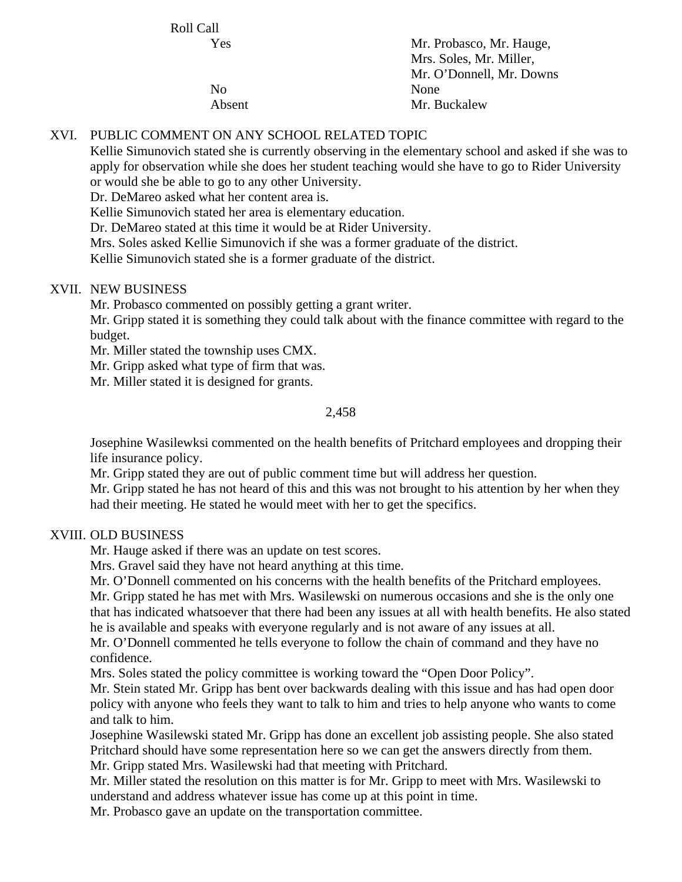Roll Call

| | |
|---|---|
| Yes | Mr. Probasco, Mr. Hauge, Mrs. Soles, Mr. Miller, Mr. O'Donnell, Mr. Downs |
| No | None |
| Absent | Mr. Buckalew |

XVI. PUBLIC COMMENT ON ANY SCHOOL RELATED TOPIC

Kellie Simunovich stated she is currently observing in the elementary school and asked if she was to apply for observation while she does her student teaching would she have to go to Rider University or would she be able to go to any other University.
Dr. DeMareo asked what her content area is.
Kellie Simunovich stated her area is elementary education.
Dr. DeMareo stated at this time it would be at Rider University.
Mrs. Soles asked Kellie Simunovich if she was a former graduate of the district.
Kellie Simunovich stated she is a former graduate of the district.

XVII. NEW BUSINESS

Mr. Probasco commented on possibly getting a grant writer.
Mr. Gripp stated it is something they could talk about with the finance committee with regard to the budget.
Mr. Miller stated the township uses CMX.
Mr. Gripp asked what type of firm that was.
Mr. Miller stated it is designed for grants.

2,458

Josephine Wasilewksi commented on the health benefits of Pritchard employees and dropping their life insurance policy.
Mr. Gripp stated they are out of public comment time but will address her question.
Mr. Gripp stated he has not heard of this and this was not brought to his attention by her when they had their meeting. He stated he would meet with her to get the specifics.

XVIII. OLD BUSINESS

Mr. Hauge asked if there was an update on test scores.
Mrs. Gravel said they have not heard anything at this time.
Mr. O'Donnell commented on his concerns with the health benefits of the Pritchard employees.
Mr. Gripp stated he has met with Mrs. Wasilewski on numerous occasions and she is the only one that has indicated whatsoever that there had been any issues at all with health benefits. He also stated he is available and speaks with everyone regularly and is not aware of any issues at all.
Mr. O'Donnell commented he tells everyone to follow the chain of command and they have no confidence.
Mrs. Soles stated the policy committee is working toward the "Open Door Policy".
Mr. Stein stated Mr. Gripp has bent over backwards dealing with this issue and has had open door policy with anyone who feels they want to talk to him and tries to help anyone who wants to come and talk to him.
Josephine Wasilewski stated Mr. Gripp has done an excellent job assisting people. She also stated Pritchard should have some representation here so we can get the answers directly from them.
Mr. Gripp stated Mrs. Wasilewski had that meeting with Pritchard.
Mr. Miller stated the resolution on this matter is for Mr. Gripp to meet with Mrs. Wasilewski to understand and address whatever issue has come up at this point in time.
Mr. Probasco gave an update on the transportation committee.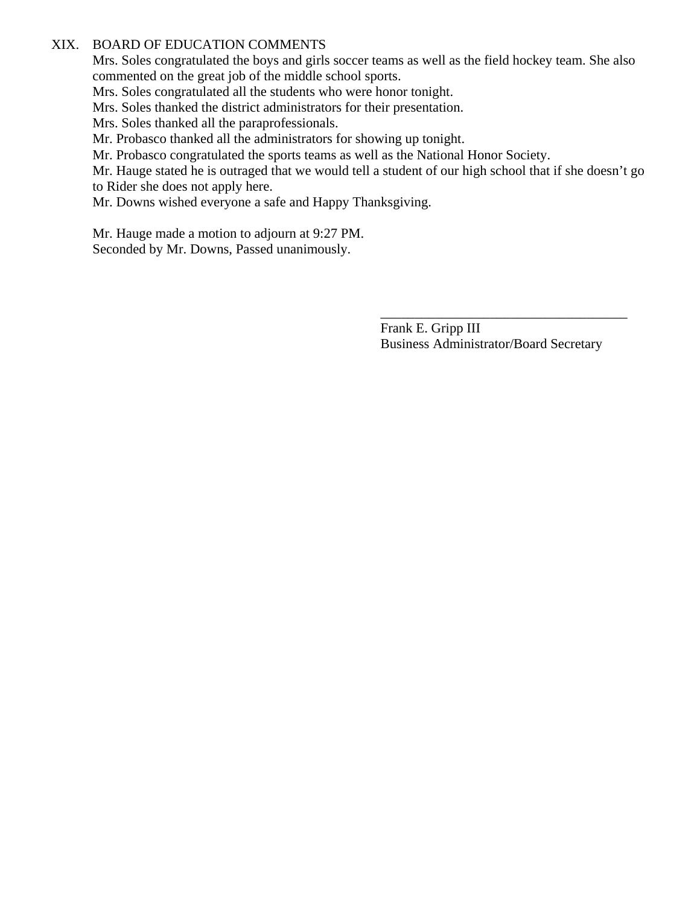XIX. BOARD OF EDUCATION COMMENTS

Mrs. Soles congratulated the boys and girls soccer teams as well as the field hockey team. She also commented on the great job of the middle school sports.

Mrs. Soles congratulated all the students who were honor tonight.

Mrs. Soles thanked the district administrators for their presentation.

Mrs. Soles thanked all the paraprofessionals.

Mr. Probasco thanked all the administrators for showing up tonight.

Mr. Probasco congratulated the sports teams as well as the National Honor Society.

Mr. Hauge stated he is outraged that we would tell a student of our high school that if she doesn't go to Rider she does not apply here.

Mr. Downs wished everyone a safe and Happy Thanksgiving.

Mr. Hauge made a motion to adjourn at 9:27 PM.
Seconded by Mr. Downs, Passed unanimously.

_____________________________________

Frank E. Gripp III
Business Administrator/Board Secretary